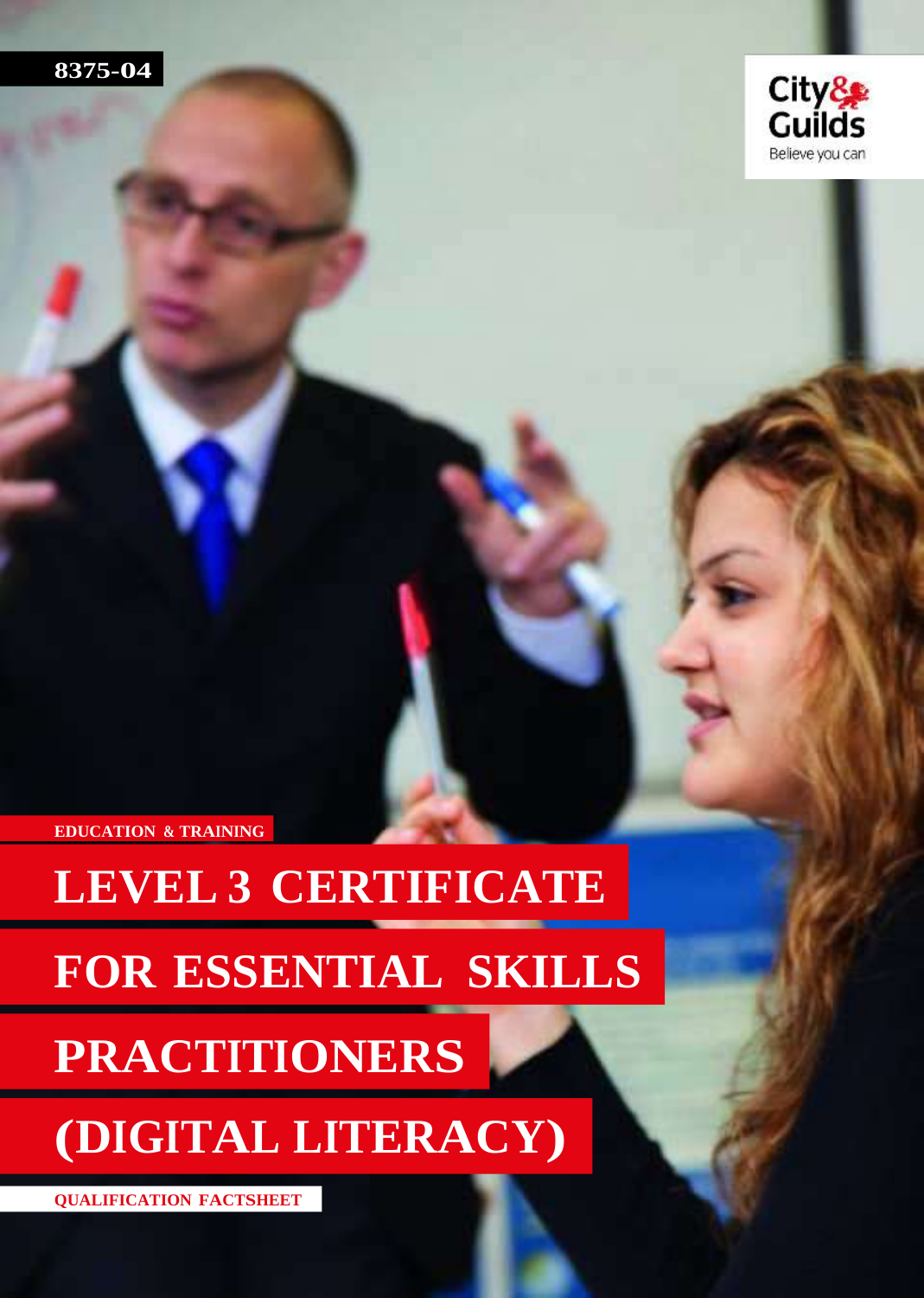8375-04

City & Guilds
Believe you can

EDUCATION & TRAINING

# LEVEL 3 CERTIFICATE FOR ESSENTIAL SKILLS PRACTITIONERS (DIGITAL LITERACY)

QUALIFICATION FACTSHEET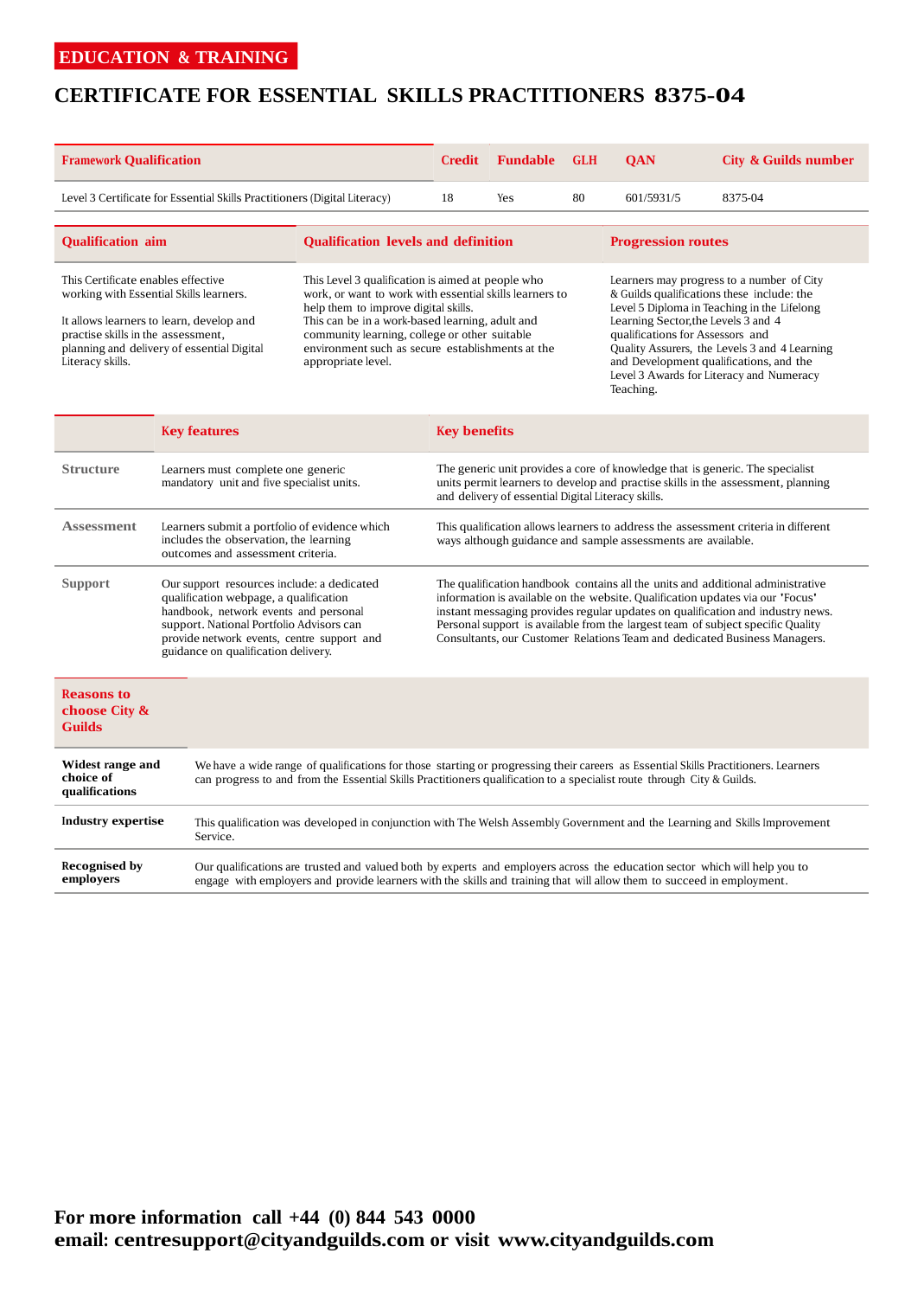**EDUCATION & TRAINING**

# CERTIFICATE FOR ESSENTIAL SKILLS PRACTITIONERS 8375-04

| Framework Qualification | Credit | Fundable | GLH | QAN | City & Guilds number |
|---|---|---|---|---|---|
| Level 3 Certificate for Essential Skills Practitioners (Digital Literacy) | 18 | Yes | 80 | 601/5931/5 | 8375-04 |

| Qualification aim | Qualification levels and definition | Progression routes |
|---|---|---|
| This Certificate enables effective working with Essential Skills learners.<br><br>It allows learners to learn, develop and practise skills in the assessment, planning and delivery of essential Digital Literacy skills. | This Level 3 qualification is aimed at people who work, or want to work with essential skills learners to help them to improve digital skills.<br>This can be in a work-based learning, adult and community learning, college or other suitable environment such as secure establishments at the appropriate level. | Learners may progress to a number of City & Guilds qualifications these include: the Level 5 Diploma in Teaching in the Lifelong Learning Sector,the Levels 3 and 4 qualifications for Assessors and Quality Assurers, the Levels 3 and 4 Learning and Development qualifications, and the Level 3 Awards for Literacy and Numeracy Teaching. |

| | Key features | Key benefits |
|---|---|---|
| **Structure** | Learners must complete one generic mandatory unit and five specialist units. | The generic unit provides a core of knowledge that is generic. The specialist units permit learners to develop and practise skills in the assessment, planning and delivery of essential Digital Literacy skills. |
| **Assessment** | Learners submit a portfolio of evidence which includes the observation, the learning outcomes and assessment criteria. | This qualification allows learners to address the assessment criteria in different ways although guidance and sample assessments are available. |
| **Support** | Our support resources include: a dedicated qualification webpage, a qualification handbook, network events and personal support. National Portfolio Advisors can provide network events, centre support and guidance on qualification delivery. | The qualification handbook contains all the units and additional administrative information is available on the website. Qualification updates via our 'Focus' instant messaging provides regular updates on qualification and industry news. Personal support is available from the largest team of subject specific Quality Consultants, our Customer Relations Team and dedicated Business Managers. |

| Reasons to choose City & Guilds | |
|---|---|
| **Widest range and choice of qualifications** | We have a wide range of qualifications for those starting or progressing their careers as Essential Skills Practitioners. Learners can progress to and from the Essential Skills Practitioners qualification to a specialist route through City & Guilds. |
| **Industry expertise** | This qualification was developed in conjunction with The Welsh Assembly Government and the Learning and Skills Improvement Service. |
| **Recognised by employers** | Our qualifications are trusted and valued both by experts and employers across the education sector which will help you to engage with employers and provide learners with the skills and training that will allow them to succeed in employment. |

**For more information call +44 (0) 844 543 0000**
**email: centresupport@cityandguilds.com or visit www.cityandguilds.com**